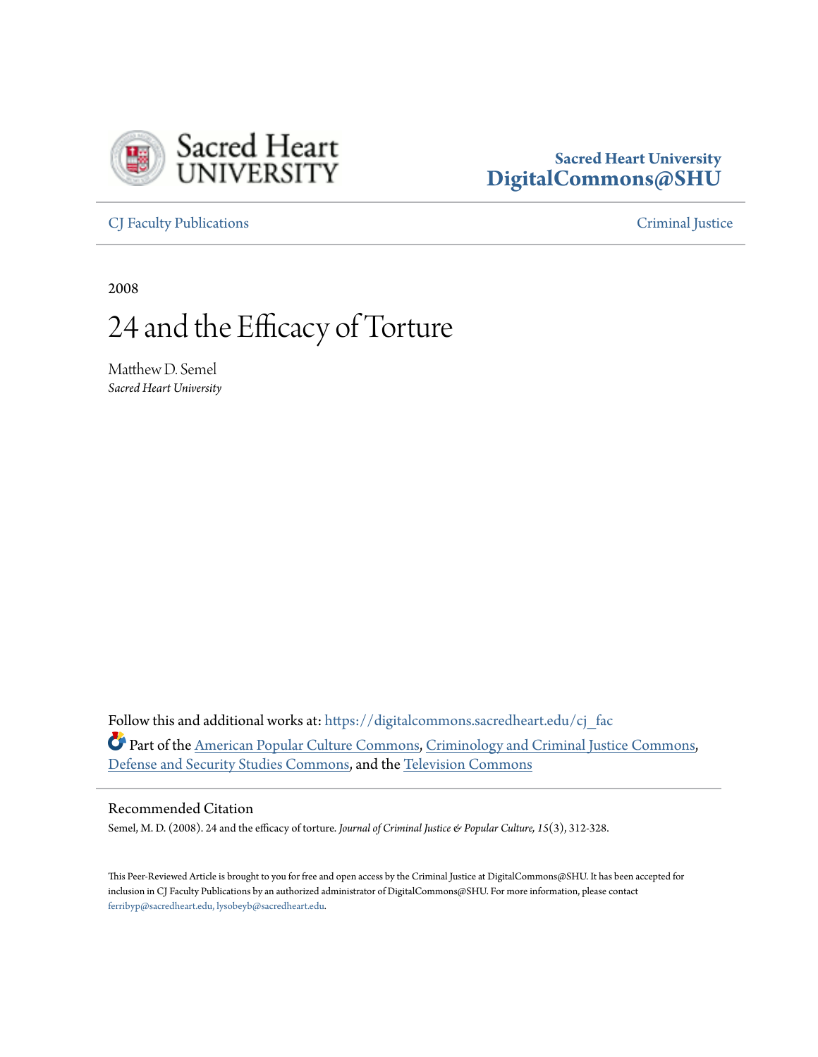Sacred Heart University
DigitalCommons@SHU

CJ Faculty Publications | Criminal Justice

2008

# 24 and the Efficacy of Torture

Matthew D. Semel
*Sacred Heart University*

Follow this and additional works at: https://digitalcommons.sacredheart.edu/cj_fac

Part of the American Popular Culture Commons, Criminology and Criminal Justice Commons, Defense and Security Studies Commons, and the Television Commons

## Recommended Citation

Semel, M. D. (2008). 24 and the efficacy of torture. *Journal of Criminal Justice & Popular Culture, 15*(3), 312-328.

This Peer-Reviewed Article is brought to you for free and open access by the Criminal Justice at DigitalCommons@SHU. It has been accepted for inclusion in CJ Faculty Publications by an authorized administrator of DigitalCommons@SHU. For more information, please contact ferribyp@sacredheart.edu, lysobeyb@sacredheart.edu.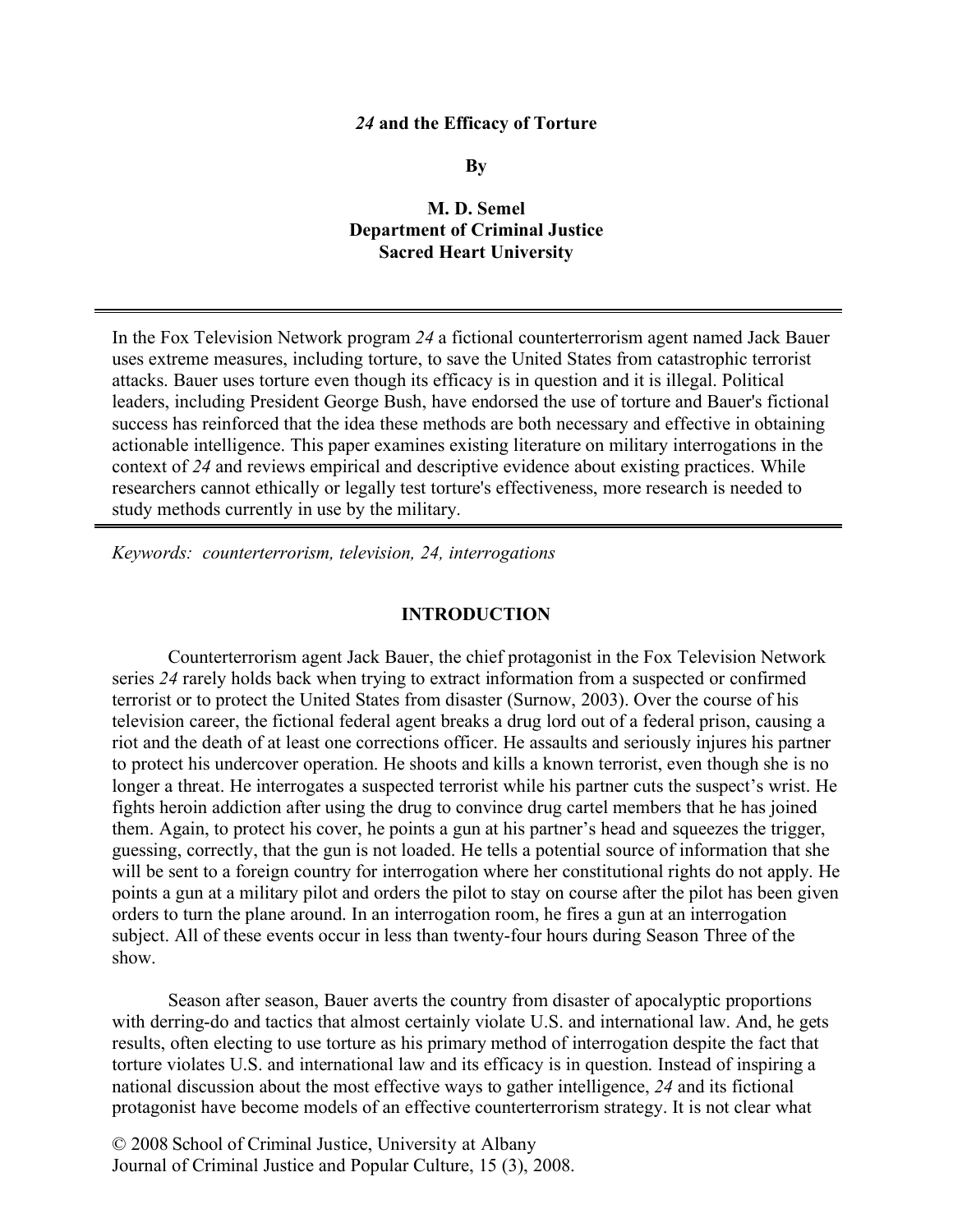**_24_ and the Efficacy of Torture**

**By**

**M. D. Semel**
**Department of Criminal Justice**
**Sacred Heart University**

---

In the Fox Television Network program *24* a fictional counterterrorism agent named Jack Bauer uses extreme measures, including torture, to save the United States from catastrophic terrorist attacks. Bauer uses torture even though its efficacy is in question and it is illegal. Political leaders, including President George Bush, have endorsed the use of torture and Bauer's fictional success has reinforced that the idea these methods are both necessary and effective in obtaining actionable intelligence. This paper examines existing literature on military interrogations in the context of *24* and reviews empirical and descriptive evidence about existing practices. While researchers cannot ethically or legally test torture's effectiveness, more research is needed to study methods currently in use by the military.

---

*Keywords: counterterrorism, television, 24, interrogations*

## INTRODUCTION

Counterterrorism agent Jack Bauer, the chief protagonist in the Fox Television Network series *24* rarely holds back when trying to extract information from a suspected or confirmed terrorist or to protect the United States from disaster (Surnow, 2003). Over the course of his television career, the fictional federal agent breaks a drug lord out of a federal prison, causing a riot and the death of at least one corrections officer. He assaults and seriously injures his partner to protect his undercover operation. He shoots and kills a known terrorist, even though she is no longer a threat. He interrogates a suspected terrorist while his partner cuts the suspect's wrist. He fights heroin addiction after using the drug to convince drug cartel members that he has joined them. Again, to protect his cover, he points a gun at his partner's head and squeezes the trigger, guessing, correctly, that the gun is not loaded. He tells a potential source of information that she will be sent to a foreign country for interrogation where her constitutional rights do not apply. He points a gun at a military pilot and orders the pilot to stay on course after the pilot has been given orders to turn the plane around. In an interrogation room, he fires a gun at an interrogation subject. All of these events occur in less than twenty-four hours during Season Three of the show.

Season after season, Bauer averts the country from disaster of apocalyptic proportions with derring-do and tactics that almost certainly violate U.S. and international law. And, he gets results, often electing to use torture as his primary method of interrogation despite the fact that torture violates U.S. and international law and its efficacy is in question. Instead of inspiring a national discussion about the most effective ways to gather intelligence, *24* and its fictional protagonist have become models of an effective counterterrorism strategy. It is not clear what

© 2008 School of Criminal Justice, University at Albany
Journal of Criminal Justice and Popular Culture, 15 (3), 2008.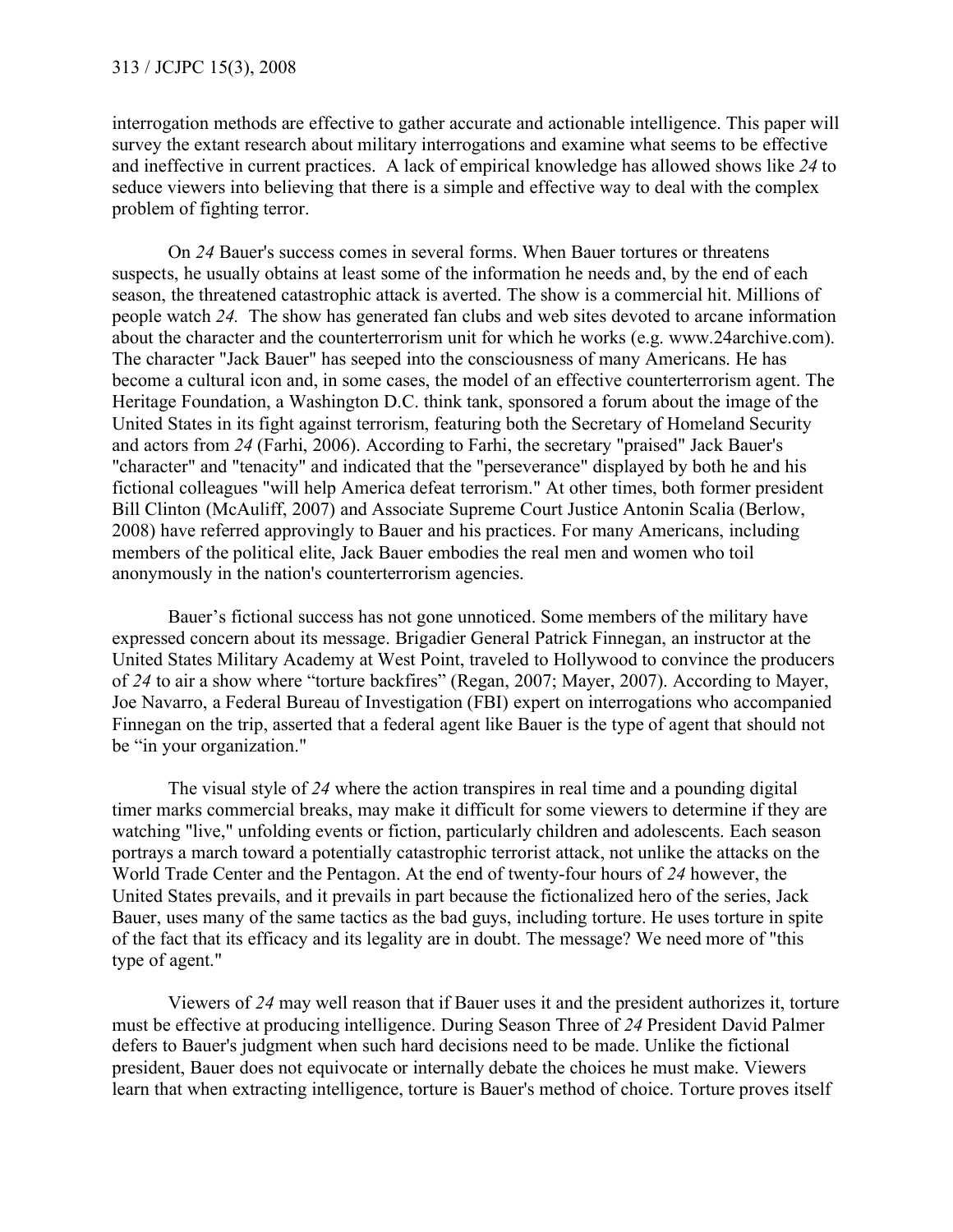interrogation methods are effective to gather accurate and actionable intelligence. This paper will survey the extant research about military interrogations and examine what seems to be effective and ineffective in current practices. A lack of empirical knowledge has allowed shows like *24* to seduce viewers into believing that there is a simple and effective way to deal with the complex problem of fighting terror.

On *24* Bauer's success comes in several forms. When Bauer tortures or threatens suspects, he usually obtains at least some of the information he needs and, by the end of each season, the threatened catastrophic attack is averted. The show is a commercial hit. Millions of people watch *24.* The show has generated fan clubs and web sites devoted to arcane information about the character and the counterterrorism unit for which he works (e.g. www.24archive.com). The character "Jack Bauer" has seeped into the consciousness of many Americans. He has become a cultural icon and, in some cases, the model of an effective counterterrorism agent. The Heritage Foundation, a Washington D.C. think tank, sponsored a forum about the image of the United States in its fight against terrorism, featuring both the Secretary of Homeland Security and actors from *24* (Farhi, 2006). According to Farhi, the secretary "praised" Jack Bauer's "character" and "tenacity" and indicated that the "perseverance" displayed by both he and his fictional colleagues "will help America defeat terrorism." At other times, both former president Bill Clinton (McAuliff, 2007) and Associate Supreme Court Justice Antonin Scalia (Berlow, 2008) have referred approvingly to Bauer and his practices. For many Americans, including members of the political elite, Jack Bauer embodies the real men and women who toil anonymously in the nation's counterterrorism agencies.

Bauer's fictional success has not gone unnoticed. Some members of the military have expressed concern about its message. Brigadier General Patrick Finnegan, an instructor at the United States Military Academy at West Point, traveled to Hollywood to convince the producers of *24* to air a show where "torture backfires" (Regan, 2007; Mayer, 2007). According to Mayer, Joe Navarro, a Federal Bureau of Investigation (FBI) expert on interrogations who accompanied Finnegan on the trip, asserted that a federal agent like Bauer is the type of agent that should not be "in your organization."

The visual style of *24* where the action transpires in real time and a pounding digital timer marks commercial breaks, may make it difficult for some viewers to determine if they are watching "live," unfolding events or fiction, particularly children and adolescents. Each season portrays a march toward a potentially catastrophic terrorist attack, not unlike the attacks on the World Trade Center and the Pentagon. At the end of twenty-four hours of *24* however, the United States prevails, and it prevails in part because the fictionalized hero of the series, Jack Bauer, uses many of the same tactics as the bad guys, including torture. He uses torture in spite of the fact that its efficacy and its legality are in doubt. The message? We need more of "this type of agent."

Viewers of *24* may well reason that if Bauer uses it and the president authorizes it, torture must be effective at producing intelligence. During Season Three of *24* President David Palmer defers to Bauer's judgment when such hard decisions need to be made. Unlike the fictional president, Bauer does not equivocate or internally debate the choices he must make. Viewers learn that when extracting intelligence, torture is Bauer's method of choice. Torture proves itself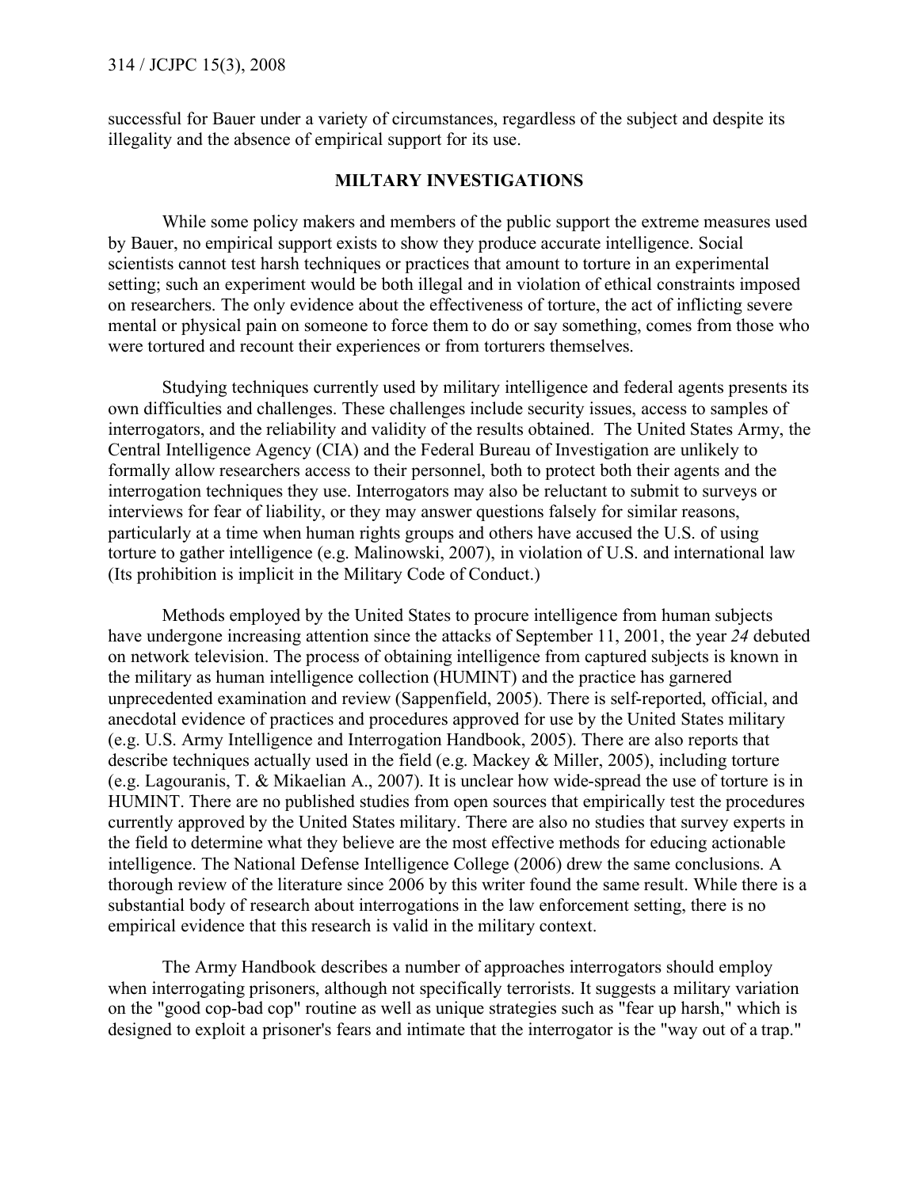successful for Bauer under a variety of circumstances, regardless of the subject and despite its illegality and the absence of empirical support for its use.

## MILTARY INVESTIGATIONS

While some policy makers and members of the public support the extreme measures used by Bauer, no empirical support exists to show they produce accurate intelligence. Social scientists cannot test harsh techniques or practices that amount to torture in an experimental setting; such an experiment would be both illegal and in violation of ethical constraints imposed on researchers. The only evidence about the effectiveness of torture, the act of inflicting severe mental or physical pain on someone to force them to do or say something, comes from those who were tortured and recount their experiences or from torturers themselves.

Studying techniques currently used by military intelligence and federal agents presents its own difficulties and challenges. These challenges include security issues, access to samples of interrogators, and the reliability and validity of the results obtained. The United States Army, the Central Intelligence Agency (CIA) and the Federal Bureau of Investigation are unlikely to formally allow researchers access to their personnel, both to protect both their agents and the interrogation techniques they use. Interrogators may also be reluctant to submit to surveys or interviews for fear of liability, or they may answer questions falsely for similar reasons, particularly at a time when human rights groups and others have accused the U.S. of using torture to gather intelligence (e.g. Malinowski, 2007), in violation of U.S. and international law (Its prohibition is implicit in the Military Code of Conduct.)

Methods employed by the United States to procure intelligence from human subjects have undergone increasing attention since the attacks of September 11, 2001, the year *24* debuted on network television. The process of obtaining intelligence from captured subjects is known in the military as human intelligence collection (HUMINT) and the practice has garnered unprecedented examination and review (Sappenfield, 2005). There is self-reported, official, and anecdotal evidence of practices and procedures approved for use by the United States military (e.g. U.S. Army Intelligence and Interrogation Handbook, 2005). There are also reports that describe techniques actually used in the field (e.g. Mackey & Miller, 2005), including torture (e.g. Lagouranis, T. & Mikaelian A., 2007). It is unclear how wide-spread the use of torture is in HUMINT. There are no published studies from open sources that empirically test the procedures currently approved by the United States military. There are also no studies that survey experts in the field to determine what they believe are the most effective methods for educing actionable intelligence. The National Defense Intelligence College (2006) drew the same conclusions. A thorough review of the literature since 2006 by this writer found the same result. While there is a substantial body of research about interrogations in the law enforcement setting, there is no empirical evidence that this research is valid in the military context.

The Army Handbook describes a number of approaches interrogators should employ when interrogating prisoners, although not specifically terrorists. It suggests a military variation on the "good cop-bad cop" routine as well as unique strategies such as "fear up harsh," which is designed to exploit a prisoner's fears and intimate that the interrogator is the "way out of a trap."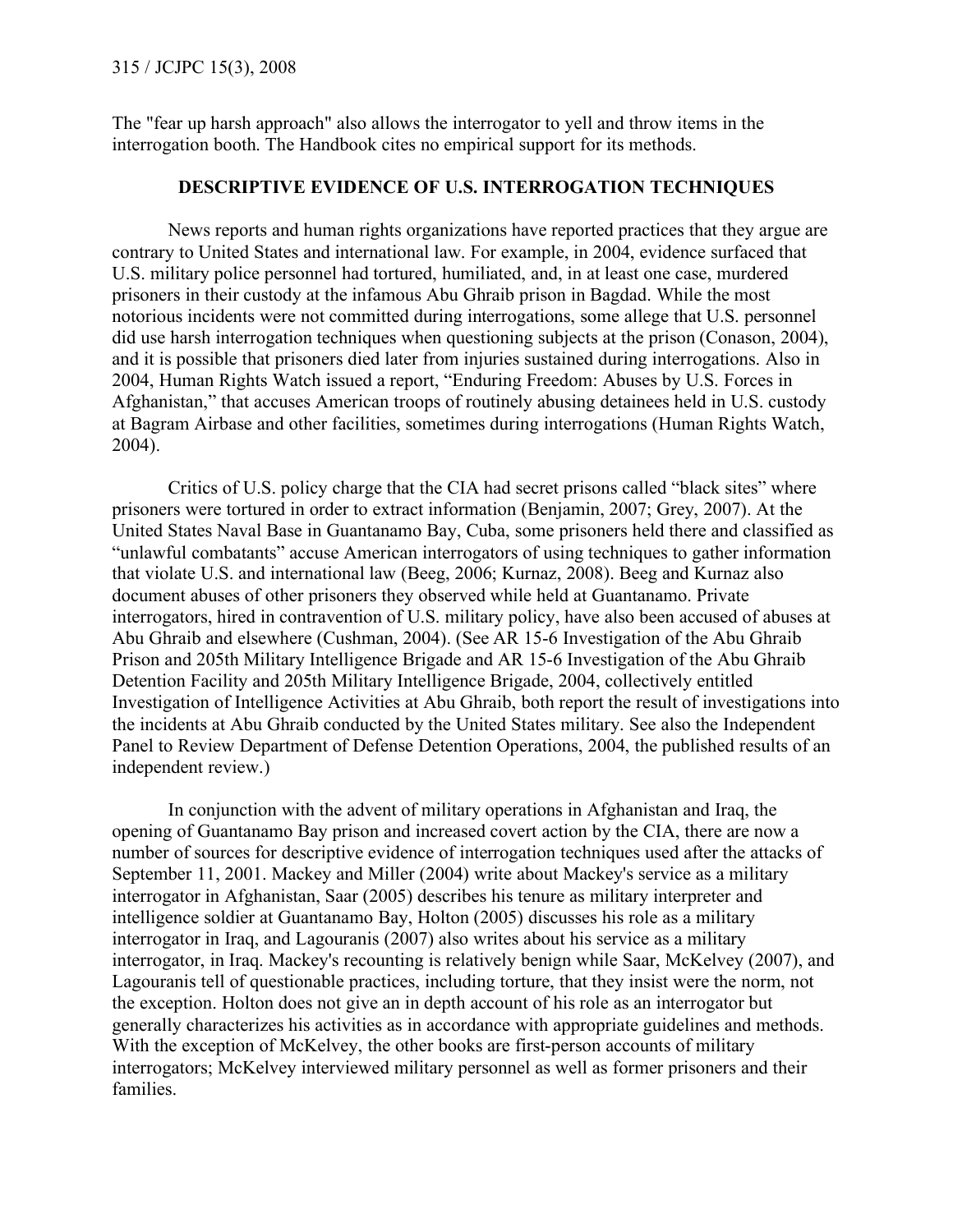The "fear up harsh approach" also allows the interrogator to yell and throw items in the interrogation booth. The Handbook cites no empirical support for its methods.

## DESCRIPTIVE EVIDENCE OF U.S. INTERROGATION TECHNIQUES

News reports and human rights organizations have reported practices that they argue are contrary to United States and international law. For example, in 2004, evidence surfaced that U.S. military police personnel had tortured, humiliated, and, in at least one case, murdered prisoners in their custody at the infamous Abu Ghraib prison in Bagdad. While the most notorious incidents were not committed during interrogations, some allege that U.S. personnel did use harsh interrogation techniques when questioning subjects at the prison (Conason, 2004), and it is possible that prisoners died later from injuries sustained during interrogations. Also in 2004, Human Rights Watch issued a report, "Enduring Freedom: Abuses by U.S. Forces in Afghanistan," that accuses American troops of routinely abusing detainees held in U.S. custody at Bagram Airbase and other facilities, sometimes during interrogations (Human Rights Watch, 2004).

Critics of U.S. policy charge that the CIA had secret prisons called "black sites" where prisoners were tortured in order to extract information (Benjamin, 2007; Grey, 2007). At the United States Naval Base in Guantanamo Bay, Cuba, some prisoners held there and classified as "unlawful combatants" accuse American interrogators of using techniques to gather information that violate U.S. and international law (Beeg, 2006; Kurnaz, 2008). Beeg and Kurnaz also document abuses of other prisoners they observed while held at Guantanamo. Private interrogators, hired in contravention of U.S. military policy, have also been accused of abuses at Abu Ghraib and elsewhere (Cushman, 2004). (See AR 15-6 Investigation of the Abu Ghraib Prison and 205th Military Intelligence Brigade and AR 15-6 Investigation of the Abu Ghraib Detention Facility and 205th Military Intelligence Brigade, 2004, collectively entitled Investigation of Intelligence Activities at Abu Ghraib, both report the result of investigations into the incidents at Abu Ghraib conducted by the United States military. See also the Independent Panel to Review Department of Defense Detention Operations, 2004, the published results of an independent review.)

In conjunction with the advent of military operations in Afghanistan and Iraq, the opening of Guantanamo Bay prison and increased covert action by the CIA, there are now a number of sources for descriptive evidence of interrogation techniques used after the attacks of September 11, 2001. Mackey and Miller (2004) write about Mackey's service as a military interrogator in Afghanistan, Saar (2005) describes his tenure as military interpreter and intelligence soldier at Guantanamo Bay, Holton (2005) discusses his role as a military interrogator in Iraq, and Lagouranis (2007) also writes about his service as a military interrogator, in Iraq. Mackey's recounting is relatively benign while Saar, McKelvey (2007), and Lagouranis tell of questionable practices, including torture, that they insist were the norm, not the exception. Holton does not give an in depth account of his role as an interrogator but generally characterizes his activities as in accordance with appropriate guidelines and methods. With the exception of McKelvey, the other books are first-person accounts of military interrogators; McKelvey interviewed military personnel as well as former prisoners and their families.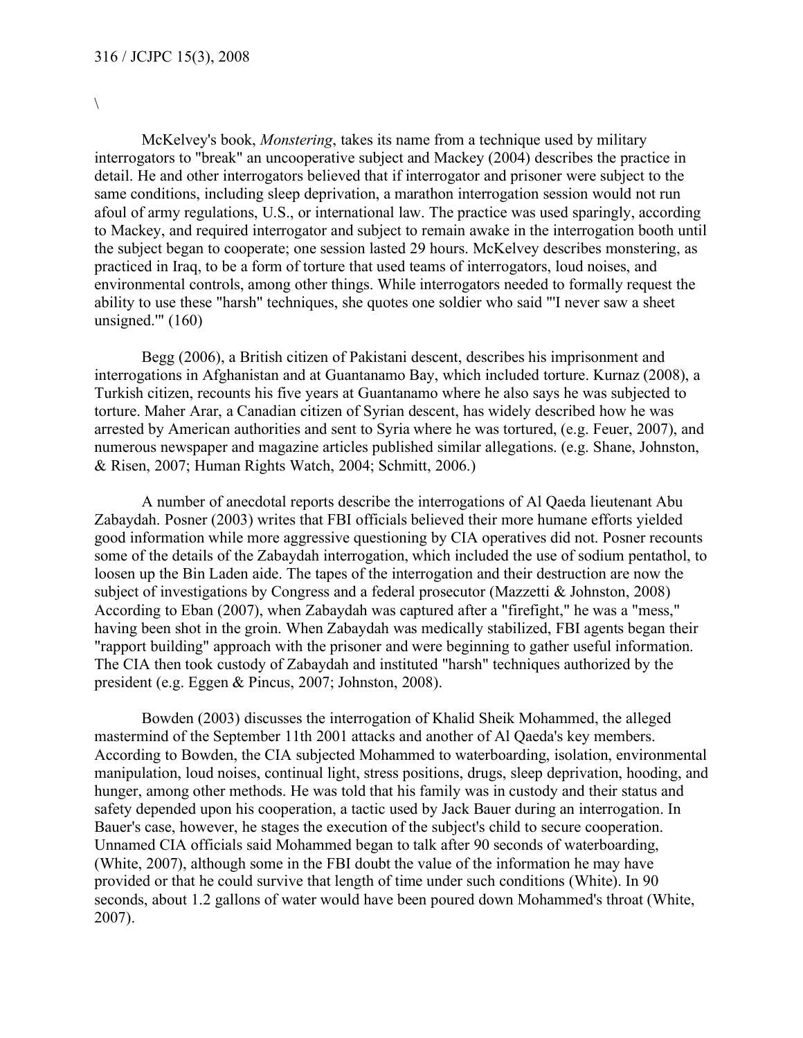McKelvey's book, *Monstering*, takes its name from a technique used by military interrogators to "break" an uncooperative subject and Mackey (2004) describes the practice in detail. He and other interrogators believed that if interrogator and prisoner were subject to the same conditions, including sleep deprivation, a marathon interrogation session would not run afoul of army regulations, U.S., or international law. The practice was used sparingly, according to Mackey, and required interrogator and subject to remain awake in the interrogation booth until the subject began to cooperate; one session lasted 29 hours. McKelvey describes monstering, as practiced in Iraq, to be a form of torture that used teams of interrogators, loud noises, and environmental controls, among other things. While interrogators needed to formally request the ability to use these "harsh" techniques, she quotes one soldier who said "'I never saw a sheet unsigned.'" (160)

Begg (2006), a British citizen of Pakistani descent, describes his imprisonment and interrogations in Afghanistan and at Guantanamo Bay, which included torture. Kurnaz (2008), a Turkish citizen, recounts his five years at Guantanamo where he also says he was subjected to torture. Maher Arar, a Canadian citizen of Syrian descent, has widely described how he was arrested by American authorities and sent to Syria where he was tortured, (e.g. Feuer, 2007), and numerous newspaper and magazine articles published similar allegations. (e.g. Shane, Johnston, & Risen, 2007; Human Rights Watch, 2004; Schmitt, 2006.)

A number of anecdotal reports describe the interrogations of Al Qaeda lieutenant Abu Zabaydah. Posner (2003) writes that FBI officials believed their more humane efforts yielded good information while more aggressive questioning by CIA operatives did not. Posner recounts some of the details of the Zabaydah interrogation, which included the use of sodium pentathol, to loosen up the Bin Laden aide. The tapes of the interrogation and their destruction are now the subject of investigations by Congress and a federal prosecutor (Mazzetti & Johnston, 2008) According to Eban (2007), when Zabaydah was captured after a "firefight," he was a "mess," having been shot in the groin. When Zabaydah was medically stabilized, FBI agents began their "rapport building" approach with the prisoner and were beginning to gather useful information. The CIA then took custody of Zabaydah and instituted "harsh" techniques authorized by the president (e.g. Eggen & Pincus, 2007; Johnston, 2008).

Bowden (2003) discusses the interrogation of Khalid Sheik Mohammed, the alleged mastermind of the September 11th 2001 attacks and another of Al Qaeda's key members. According to Bowden, the CIA subjected Mohammed to waterboarding, isolation, environmental manipulation, loud noises, continual light, stress positions, drugs, sleep deprivation, hooding, and hunger, among other methods. He was told that his family was in custody and their status and safety depended upon his cooperation, a tactic used by Jack Bauer during an interrogation. In Bauer's case, however, he stages the execution of the subject's child to secure cooperation. Unnamed CIA officials said Mohammed began to talk after 90 seconds of waterboarding, (White, 2007), although some in the FBI doubt the value of the information he may have provided or that he could survive that length of time under such conditions (White). In 90 seconds, about 1.2 gallons of water would have been poured down Mohammed's throat (White, 2007).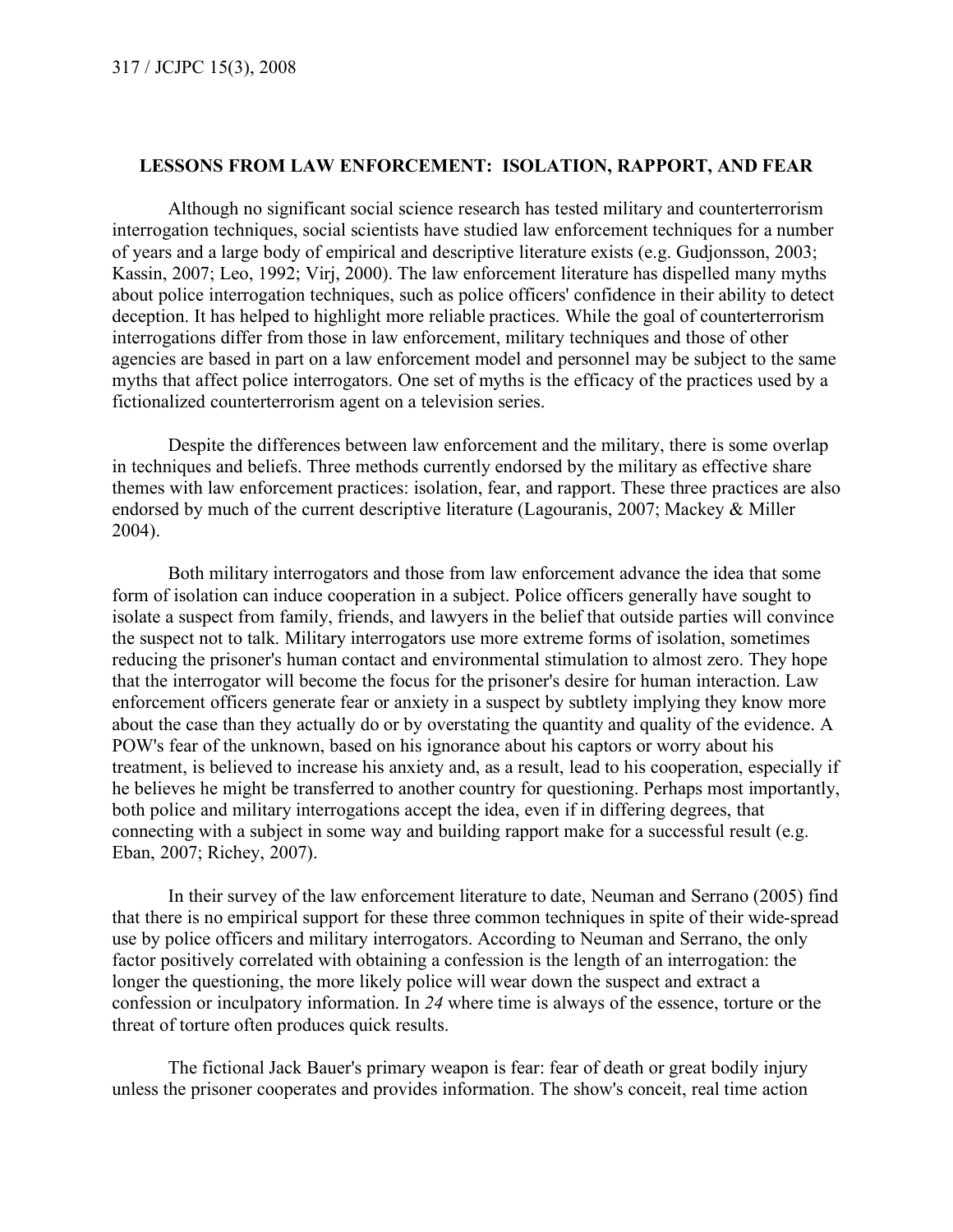## LESSONS FROM LAW ENFORCEMENT: ISOLATION, RAPPORT, AND FEAR

Although no significant social science research has tested military and counterterrorism interrogation techniques, social scientists have studied law enforcement techniques for a number of years and a large body of empirical and descriptive literature exists (e.g. Gudjonsson, 2003; Kassin, 2007; Leo, 1992; Virj, 2000). The law enforcement literature has dispelled many myths about police interrogation techniques, such as police officers' confidence in their ability to detect deception. It has helped to highlight more reliable practices. While the goal of counterterrorism interrogations differ from those in law enforcement, military techniques and those of other agencies are based in part on a law enforcement model and personnel may be subject to the same myths that affect police interrogators. One set of myths is the efficacy of the practices used by a fictionalized counterterrorism agent on a television series.

Despite the differences between law enforcement and the military, there is some overlap in techniques and beliefs. Three methods currently endorsed by the military as effective share themes with law enforcement practices: isolation, fear, and rapport. These three practices are also endorsed by much of the current descriptive literature (Lagouranis, 2007; Mackey & Miller 2004).

Both military interrogators and those from law enforcement advance the idea that some form of isolation can induce cooperation in a subject. Police officers generally have sought to isolate a suspect from family, friends, and lawyers in the belief that outside parties will convince the suspect not to talk. Military interrogators use more extreme forms of isolation, sometimes reducing the prisoner's human contact and environmental stimulation to almost zero. They hope that the interrogator will become the focus for the prisoner's desire for human interaction. Law enforcement officers generate fear or anxiety in a suspect by subtlety implying they know more about the case than they actually do or by overstating the quantity and quality of the evidence. A POW's fear of the unknown, based on his ignorance about his captors or worry about his treatment, is believed to increase his anxiety and, as a result, lead to his cooperation, especially if he believes he might be transferred to another country for questioning. Perhaps most importantly, both police and military interrogations accept the idea, even if in differing degrees, that connecting with a subject in some way and building rapport make for a successful result (e.g. Eban, 2007; Richey, 2007).

In their survey of the law enforcement literature to date, Neuman and Serrano (2005) find that there is no empirical support for these three common techniques in spite of their wide-spread use by police officers and military interrogators. According to Neuman and Serrano, the only factor positively correlated with obtaining a confession is the length of an interrogation: the longer the questioning, the more likely police will wear down the suspect and extract a confession or inculpatory information. In *24* where time is always of the essence, torture or the threat of torture often produces quick results.

The fictional Jack Bauer's primary weapon is fear: fear of death or great bodily injury unless the prisoner cooperates and provides information. The show's conceit, real time action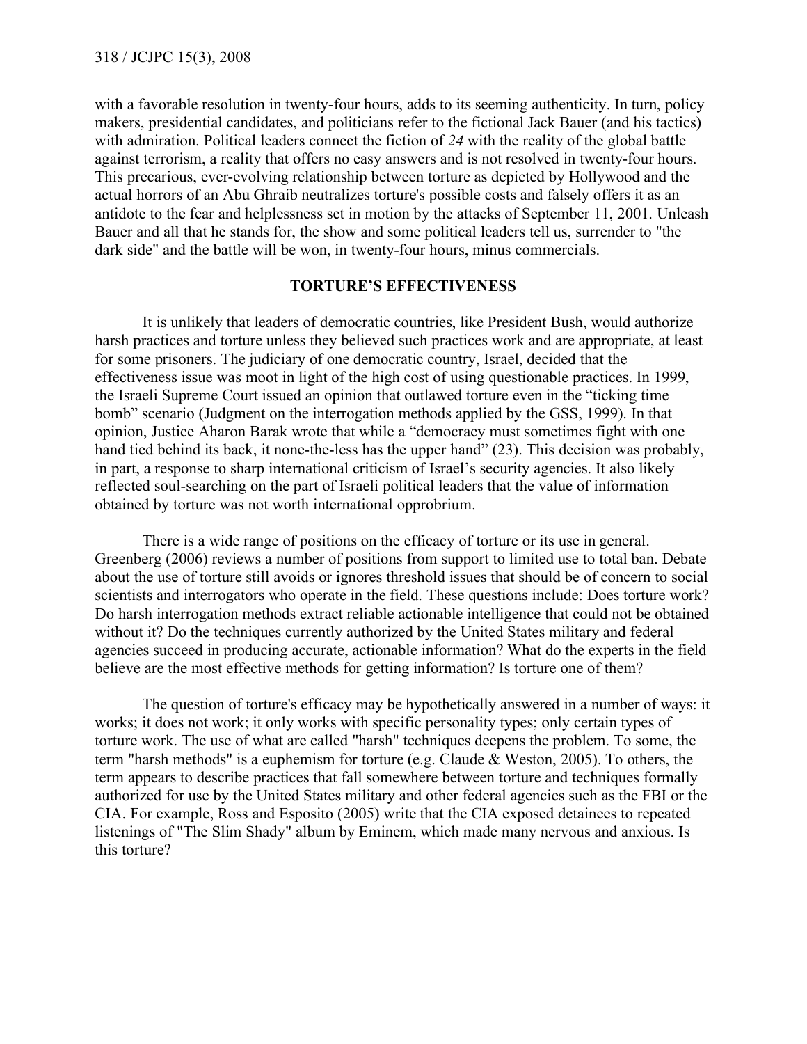with a favorable resolution in twenty-four hours, adds to its seeming authenticity. In turn, policy makers, presidential candidates, and politicians refer to the fictional Jack Bauer (and his tactics) with admiration. Political leaders connect the fiction of *24* with the reality of the global battle against terrorism, a reality that offers no easy answers and is not resolved in twenty-four hours. This precarious, ever-evolving relationship between torture as depicted by Hollywood and the actual horrors of an Abu Ghraib neutralizes torture's possible costs and falsely offers it as an antidote to the fear and helplessness set in motion by the attacks of September 11, 2001. Unleash Bauer and all that he stands for, the show and some political leaders tell us, surrender to "the dark side" and the battle will be won, in twenty-four hours, minus commercials.

## TORTURE'S EFFECTIVENESS

It is unlikely that leaders of democratic countries, like President Bush, would authorize harsh practices and torture unless they believed such practices work and are appropriate, at least for some prisoners. The judiciary of one democratic country, Israel, decided that the effectiveness issue was moot in light of the high cost of using questionable practices. In 1999, the Israeli Supreme Court issued an opinion that outlawed torture even in the "ticking time bomb" scenario (Judgment on the interrogation methods applied by the GSS, 1999). In that opinion, Justice Aharon Barak wrote that while a "democracy must sometimes fight with one hand tied behind its back, it none-the-less has the upper hand" (23). This decision was probably, in part, a response to sharp international criticism of Israel's security agencies. It also likely reflected soul-searching on the part of Israeli political leaders that the value of information obtained by torture was not worth international opprobrium.

There is a wide range of positions on the efficacy of torture or its use in general. Greenberg (2006) reviews a number of positions from support to limited use to total ban. Debate about the use of torture still avoids or ignores threshold issues that should be of concern to social scientists and interrogators who operate in the field. These questions include: Does torture work? Do harsh interrogation methods extract reliable actionable intelligence that could not be obtained without it? Do the techniques currently authorized by the United States military and federal agencies succeed in producing accurate, actionable information? What do the experts in the field believe are the most effective methods for getting information? Is torture one of them?

The question of torture's efficacy may be hypothetically answered in a number of ways: it works; it does not work; it only works with specific personality types; only certain types of torture work. The use of what are called "harsh" techniques deepens the problem. To some, the term "harsh methods" is a euphemism for torture (e.g. Claude & Weston, 2005). To others, the term appears to describe practices that fall somewhere between torture and techniques formally authorized for use by the United States military and other federal agencies such as the FBI or the CIA. For example, Ross and Esposito (2005) write that the CIA exposed detainees to repeated listenings of "The Slim Shady" album by Eminem, which made many nervous and anxious. Is this torture?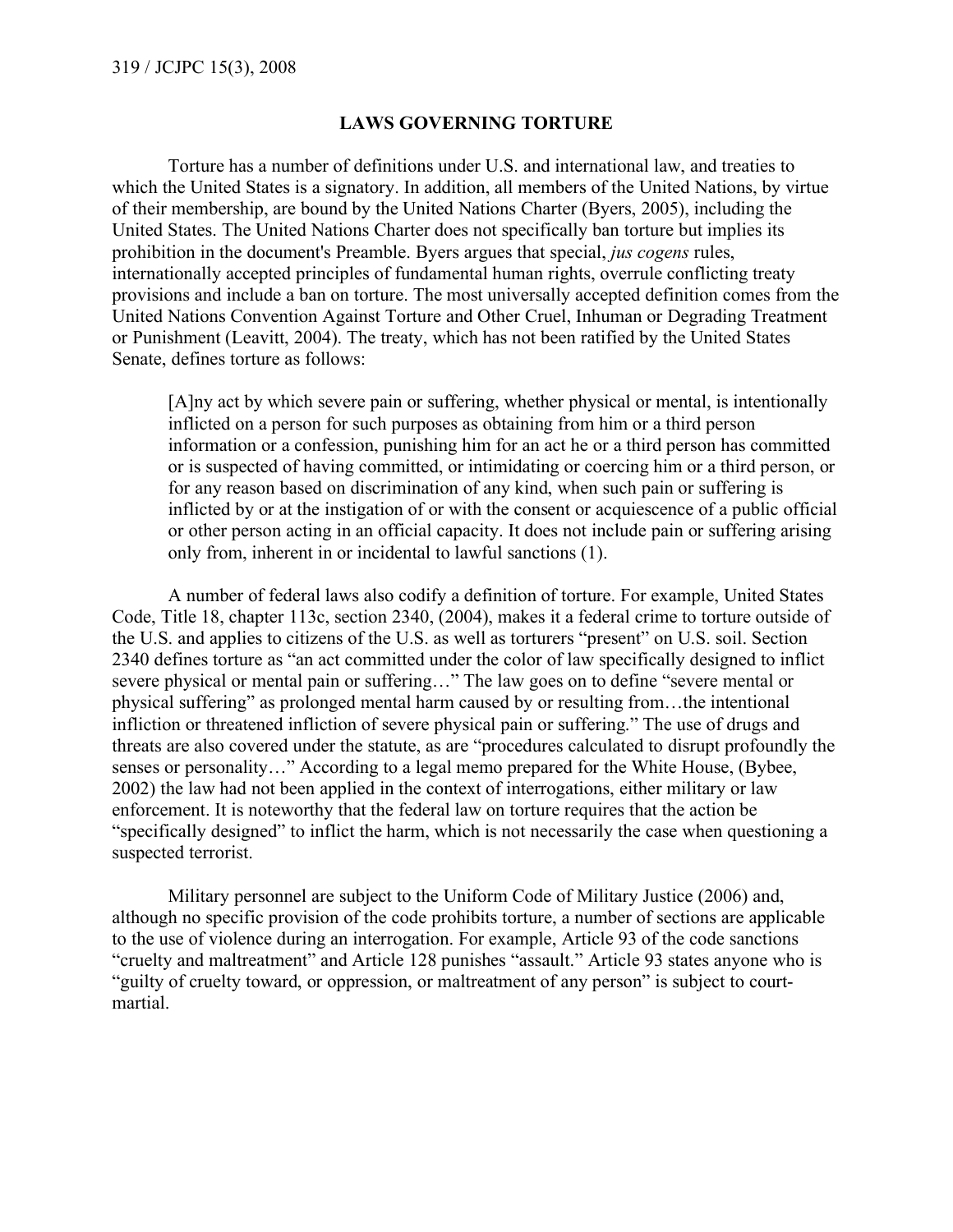## LAWS GOVERNING TORTURE

Torture has a number of definitions under U.S. and international law, and treaties to which the United States is a signatory. In addition, all members of the United Nations, by virtue of their membership, are bound by the United Nations Charter (Byers, 2005), including the United States. The United Nations Charter does not specifically ban torture but implies its prohibition in the document's Preamble. Byers argues that special, *jus cogens* rules, internationally accepted principles of fundamental human rights, overrule conflicting treaty provisions and include a ban on torture. The most universally accepted definition comes from the United Nations Convention Against Torture and Other Cruel, Inhuman or Degrading Treatment or Punishment (Leavitt, 2004). The treaty, which has not been ratified by the United States Senate, defines torture as follows:

> [A]ny act by which severe pain or suffering, whether physical or mental, is intentionally inflicted on a person for such purposes as obtaining from him or a third person information or a confession, punishing him for an act he or a third person has committed or is suspected of having committed, or intimidating or coercing him or a third person, or for any reason based on discrimination of any kind, when such pain or suffering is inflicted by or at the instigation of or with the consent or acquiescence of a public official or other person acting in an official capacity. It does not include pain or suffering arising only from, inherent in or incidental to lawful sanctions (1).

A number of federal laws also codify a definition of torture. For example, United States Code, Title 18, chapter 113c, section 2340, (2004), makes it a federal crime to torture outside of the U.S. and applies to citizens of the U.S. as well as torturers "present" on U.S. soil. Section 2340 defines torture as "an act committed under the color of law specifically designed to inflict severe physical or mental pain or suffering…" The law goes on to define "severe mental or physical suffering" as prolonged mental harm caused by or resulting from…the intentional infliction or threatened infliction of severe physical pain or suffering." The use of drugs and threats are also covered under the statute, as are "procedures calculated to disrupt profoundly the senses or personality…" According to a legal memo prepared for the White House, (Bybee, 2002) the law had not been applied in the context of interrogations, either military or law enforcement. It is noteworthy that the federal law on torture requires that the action be "specifically designed" to inflict the harm, which is not necessarily the case when questioning a suspected terrorist.

Military personnel are subject to the Uniform Code of Military Justice (2006) and, although no specific provision of the code prohibits torture, a number of sections are applicable to the use of violence during an interrogation. For example, Article 93 of the code sanctions "cruelty and maltreatment" and Article 128 punishes "assault." Article 93 states anyone who is "guilty of cruelty toward, or oppression, or maltreatment of any person" is subject to court-martial.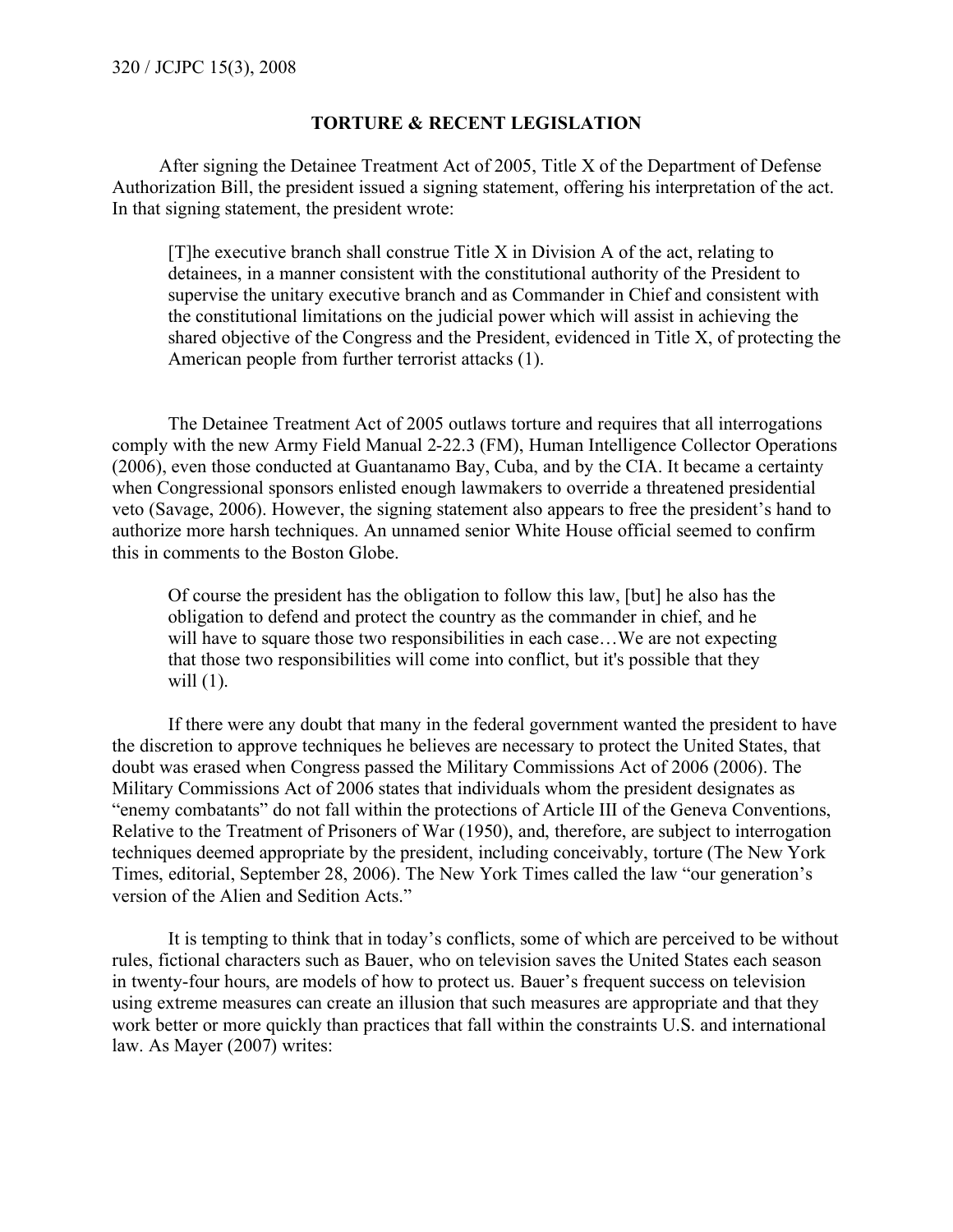## TORTURE & RECENT LEGISLATION

After signing the Detainee Treatment Act of 2005, Title X of the Department of Defense Authorization Bill, the president issued a signing statement, offering his interpretation of the act. In that signing statement, the president wrote:

> [T]he executive branch shall construe Title X in Division A of the act, relating to detainees, in a manner consistent with the constitutional authority of the President to supervise the unitary executive branch and as Commander in Chief and consistent with the constitutional limitations on the judicial power which will assist in achieving the shared objective of the Congress and the President, evidenced in Title X, of protecting the American people from further terrorist attacks (1).

The Detainee Treatment Act of 2005 outlaws torture and requires that all interrogations comply with the new Army Field Manual 2-22.3 (FM), Human Intelligence Collector Operations (2006), even those conducted at Guantanamo Bay, Cuba, and by the CIA. It became a certainty when Congressional sponsors enlisted enough lawmakers to override a threatened presidential veto (Savage, 2006). However, the signing statement also appears to free the president's hand to authorize more harsh techniques. An unnamed senior White House official seemed to confirm this in comments to the Boston Globe.

> Of course the president has the obligation to follow this law, [but] he also has the obligation to defend and protect the country as the commander in chief, and he will have to square those two responsibilities in each case…We are not expecting that those two responsibilities will come into conflict, but it's possible that they will (1).

If there were any doubt that many in the federal government wanted the president to have the discretion to approve techniques he believes are necessary to protect the United States, that doubt was erased when Congress passed the Military Commissions Act of 2006 (2006). The Military Commissions Act of 2006 states that individuals whom the president designates as "enemy combatants" do not fall within the protections of Article III of the Geneva Conventions, Relative to the Treatment of Prisoners of War (1950), and, therefore, are subject to interrogation techniques deemed appropriate by the president, including conceivably, torture (The New York Times, editorial, September 28, 2006). The New York Times called the law "our generation's version of the Alien and Sedition Acts."

It is tempting to think that in today's conflicts, some of which are perceived to be without rules, fictional characters such as Bauer, who on television saves the United States each season in twenty-four hours, are models of how to protect us. Bauer's frequent success on television using extreme measures can create an illusion that such measures are appropriate and that they work better or more quickly than practices that fall within the constraints U.S. and international law. As Mayer (2007) writes: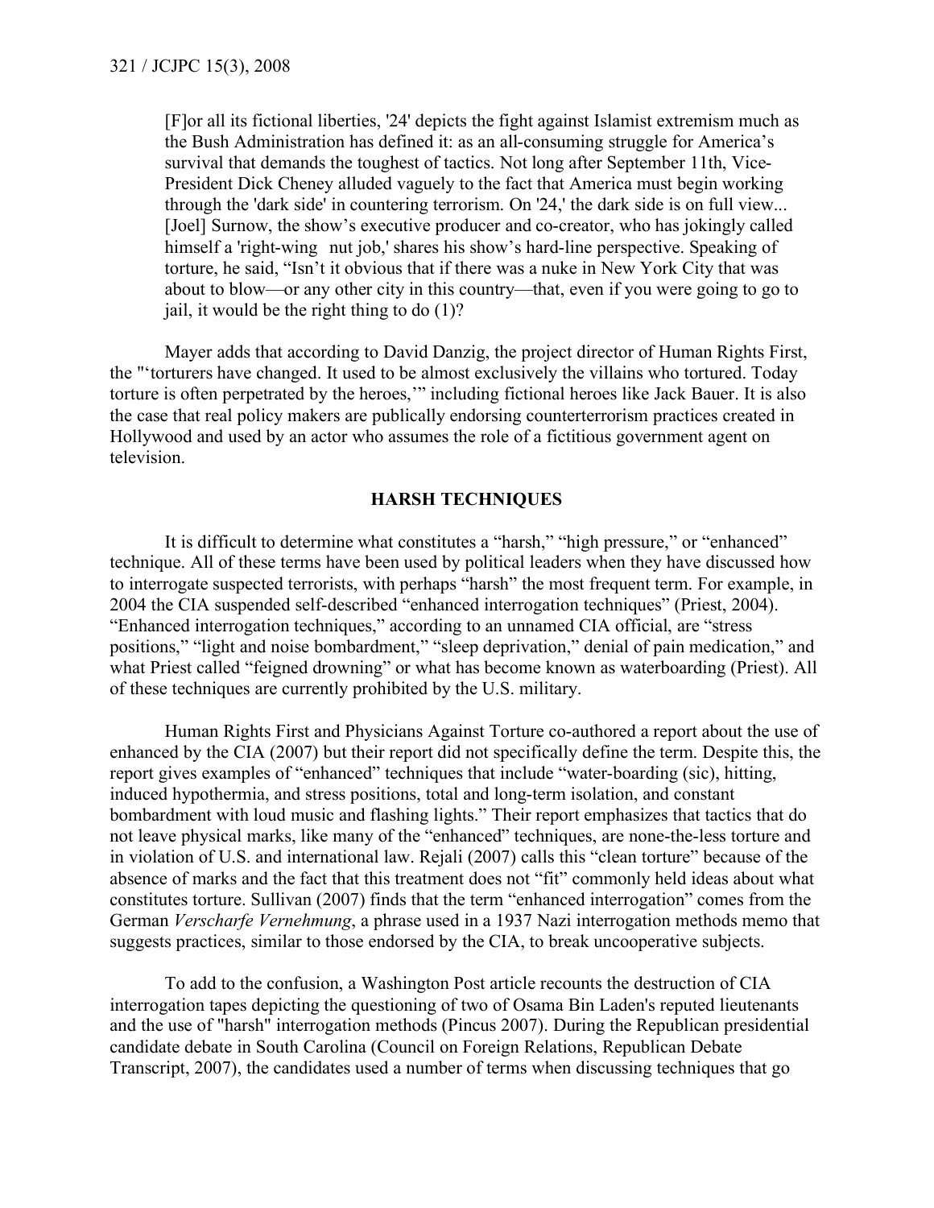> [F]or all its fictional liberties, '24' depicts the fight against Islamist extremism much as the Bush Administration has defined it: as an all-consuming struggle for America's survival that demands the toughest of tactics. Not long after September 11th, Vice-President Dick Cheney alluded vaguely to the fact that America must begin working through the 'dark side' in countering terrorism. On '24,' the dark side is on full view... [Joel] Surnow, the show's executive producer and co-creator, who has jokingly called himself a 'right-wing nut job,' shares his show's hard-line perspective. Speaking of torture, he said, "Isn't it obvious that if there was a nuke in New York City that was about to blow—or any other city in this country—that, even if you were going to go to jail, it would be the right thing to do (1)?

Mayer adds that according to David Danzig, the project director of Human Rights First, the "'torturers have changed. It used to be almost exclusively the villains who tortured. Today torture is often perpetrated by the heroes,'" including fictional heroes like Jack Bauer. It is also the case that real policy makers are publically endorsing counterterrorism practices created in Hollywood and used by an actor who assumes the role of a fictitious government agent on television.

## HARSH TECHNIQUES

It is difficult to determine what constitutes a "harsh," "high pressure," or "enhanced" technique. All of these terms have been used by political leaders when they have discussed how to interrogate suspected terrorists, with perhaps "harsh" the most frequent term. For example, in 2004 the CIA suspended self-described "enhanced interrogation techniques" (Priest, 2004). "Enhanced interrogation techniques," according to an unnamed CIA official, are "stress positions," "light and noise bombardment," "sleep deprivation," denial of pain medication," and what Priest called "feigned drowning" or what has become known as waterboarding (Priest). All of these techniques are currently prohibited by the U.S. military.

Human Rights First and Physicians Against Torture co-authored a report about the use of enhanced by the CIA (2007) but their report did not specifically define the term. Despite this, the report gives examples of "enhanced" techniques that include "water-boarding (sic), hitting, induced hypothermia, and stress positions, total and long-term isolation, and constant bombardment with loud music and flashing lights." Their report emphasizes that tactics that do not leave physical marks, like many of the "enhanced" techniques, are none-the-less torture and in violation of U.S. and international law. Rejali (2007) calls this "clean torture" because of the absence of marks and the fact that this treatment does not "fit" commonly held ideas about what constitutes torture. Sullivan (2007) finds that the term "enhanced interrogation" comes from the German *Verscharfe Vernehmung*, a phrase used in a 1937 Nazi interrogation methods memo that suggests practices, similar to those endorsed by the CIA, to break uncooperative subjects.

To add to the confusion, a Washington Post article recounts the destruction of CIA interrogation tapes depicting the questioning of two of Osama Bin Laden's reputed lieutenants and the use of "harsh" interrogation methods (Pincus 2007). During the Republican presidential candidate debate in South Carolina (Council on Foreign Relations, Republican Debate Transcript, 2007), the candidates used a number of terms when discussing techniques that go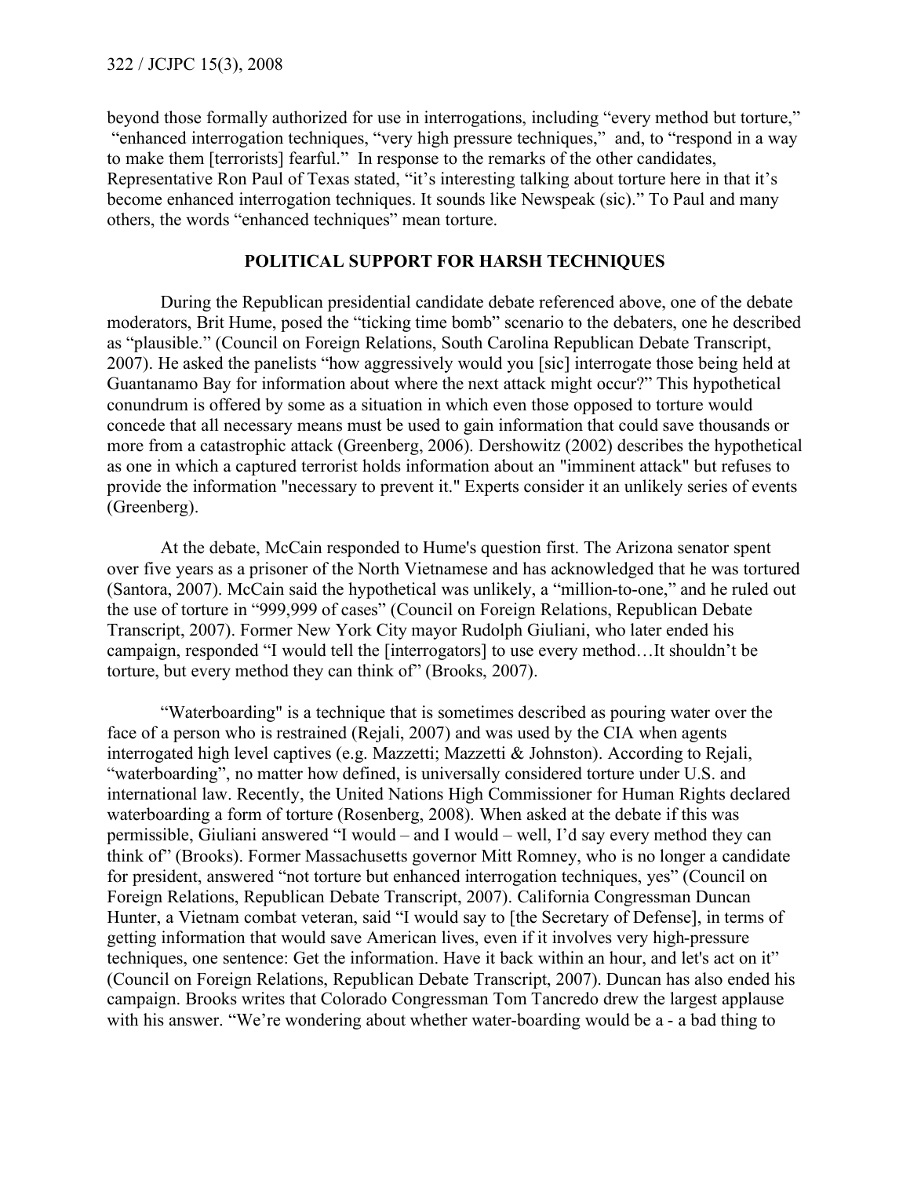beyond those formally authorized for use in interrogations, including "every method but torture," "enhanced interrogation techniques, "very high pressure techniques," and, to "respond in a way to make them [terrorists] fearful." In response to the remarks of the other candidates, Representative Ron Paul of Texas stated, "it's interesting talking about torture here in that it's become enhanced interrogation techniques. It sounds like Newspeak (sic)." To Paul and many others, the words "enhanced techniques" mean torture.

## POLITICAL SUPPORT FOR HARSH TECHNIQUES

During the Republican presidential candidate debate referenced above, one of the debate moderators, Brit Hume, posed the "ticking time bomb" scenario to the debaters, one he described as "plausible." (Council on Foreign Relations, South Carolina Republican Debate Transcript, 2007). He asked the panelists "how aggressively would you [sic] interrogate those being held at Guantanamo Bay for information about where the next attack might occur?" This hypothetical conundrum is offered by some as a situation in which even those opposed to torture would concede that all necessary means must be used to gain information that could save thousands or more from a catastrophic attack (Greenberg, 2006). Dershowitz (2002) describes the hypothetical as one in which a captured terrorist holds information about an "imminent attack" but refuses to provide the information "necessary to prevent it." Experts consider it an unlikely series of events (Greenberg).

At the debate, McCain responded to Hume's question first. The Arizona senator spent over five years as a prisoner of the North Vietnamese and has acknowledged that he was tortured (Santora, 2007). McCain said the hypothetical was unlikely, a "million-to-one," and he ruled out the use of torture in "999,999 of cases" (Council on Foreign Relations, Republican Debate Transcript, 2007). Former New York City mayor Rudolph Giuliani, who later ended his campaign, responded "I would tell the [interrogators] to use every method…It shouldn't be torture, but every method they can think of" (Brooks, 2007).

"Waterboarding" is a technique that is sometimes described as pouring water over the face of a person who is restrained (Rejali, 2007) and was used by the CIA when agents interrogated high level captives (e.g. Mazzetti; Mazzetti & Johnston). According to Rejali, "waterboarding", no matter how defined, is universally considered torture under U.S. and international law. Recently, the United Nations High Commissioner for Human Rights declared waterboarding a form of torture (Rosenberg, 2008). When asked at the debate if this was permissible, Giuliani answered "I would – and I would – well, I'd say every method they can think of" (Brooks). Former Massachusetts governor Mitt Romney, who is no longer a candidate for president, answered "not torture but enhanced interrogation techniques, yes" (Council on Foreign Relations, Republican Debate Transcript, 2007). California Congressman Duncan Hunter, a Vietnam combat veteran, said "I would say to [the Secretary of Defense], in terms of getting information that would save American lives, even if it involves very high-pressure techniques, one sentence: Get the information. Have it back within an hour, and let's act on it" (Council on Foreign Relations, Republican Debate Transcript, 2007). Duncan has also ended his campaign. Brooks writes that Colorado Congressman Tom Tancredo drew the largest applause with his answer. "We're wondering about whether water-boarding would be a - a bad thing to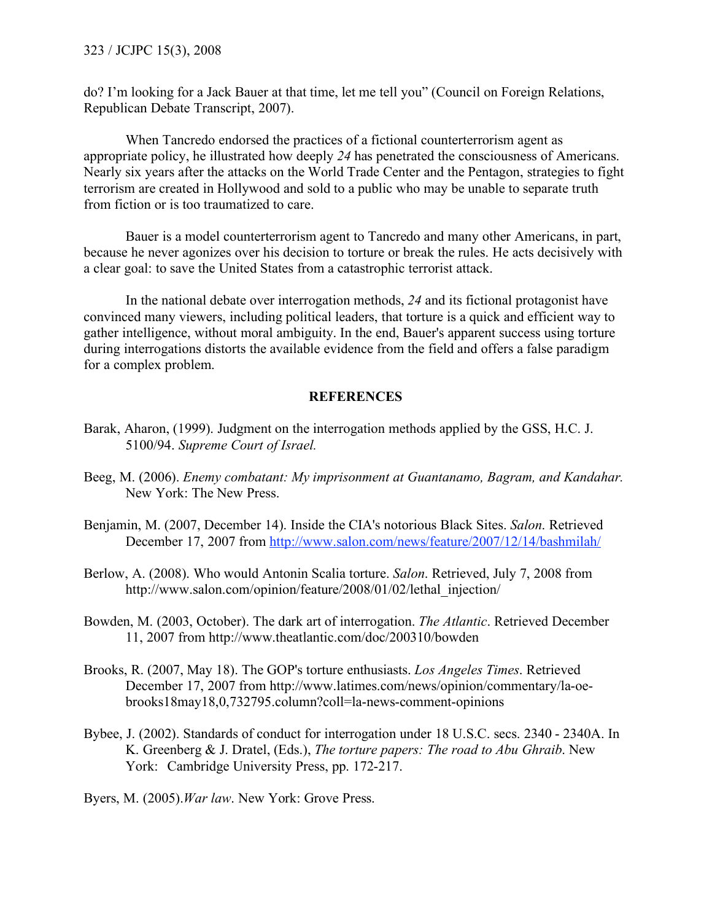do? I'm looking for a Jack Bauer at that time, let me tell you" (Council on Foreign Relations, Republican Debate Transcript, 2007).

When Tancredo endorsed the practices of a fictional counterterrorism agent as appropriate policy, he illustrated how deeply *24* has penetrated the consciousness of Americans. Nearly six years after the attacks on the World Trade Center and the Pentagon, strategies to fight terrorism are created in Hollywood and sold to a public who may be unable to separate truth from fiction or is too traumatized to care.

Bauer is a model counterterrorism agent to Tancredo and many other Americans, in part, because he never agonizes over his decision to torture or break the rules. He acts decisively with a clear goal: to save the United States from a catastrophic terrorist attack.

In the national debate over interrogation methods, *24* and its fictional protagonist have convinced many viewers, including political leaders, that torture is a quick and efficient way to gather intelligence, without moral ambiguity. In the end, Bauer's apparent success using torture during interrogations distorts the available evidence from the field and offers a false paradigm for a complex problem.

## REFERENCES

Barak, Aharon, (1999). Judgment on the interrogation methods applied by the GSS, H.C. J. 5100/94. *Supreme Court of Israel.*

Beeg, M. (2006). *Enemy combatant: My imprisonment at Guantanamo, Bagram, and Kandahar.* New York: The New Press.

Benjamin, M. (2007, December 14). Inside the CIA's notorious Black Sites. *Salon*. Retrieved December 17, 2007 from http://www.salon.com/news/feature/2007/12/14/bashmilah/

Berlow, A. (2008). Who would Antonin Scalia torture. *Salon*. Retrieved, July 7, 2008 from http://www.salon.com/opinion/feature/2008/01/02/lethal_injection/

Bowden, M. (2003, October). The dark art of interrogation. *The Atlantic*. Retrieved December 11, 2007 from http://www.theatlantic.com/doc/200310/bowden

Brooks, R. (2007, May 18). The GOP's torture enthusiasts. *Los Angeles Times*. Retrieved December 17, 2007 from http://www.latimes.com/news/opinion/commentary/la-oe-brooks18may18,0,732795.column?coll=la-news-comment-opinions

Bybee, J. (2002). Standards of conduct for interrogation under 18 U.S.C. secs. 2340 - 2340A. In K. Greenberg & J. Dratel, (Eds.), *The torture papers: The road to Abu Ghraib*. New York: Cambridge University Press, pp. 172-217.

Byers, M. (2005).*War law*. New York: Grove Press.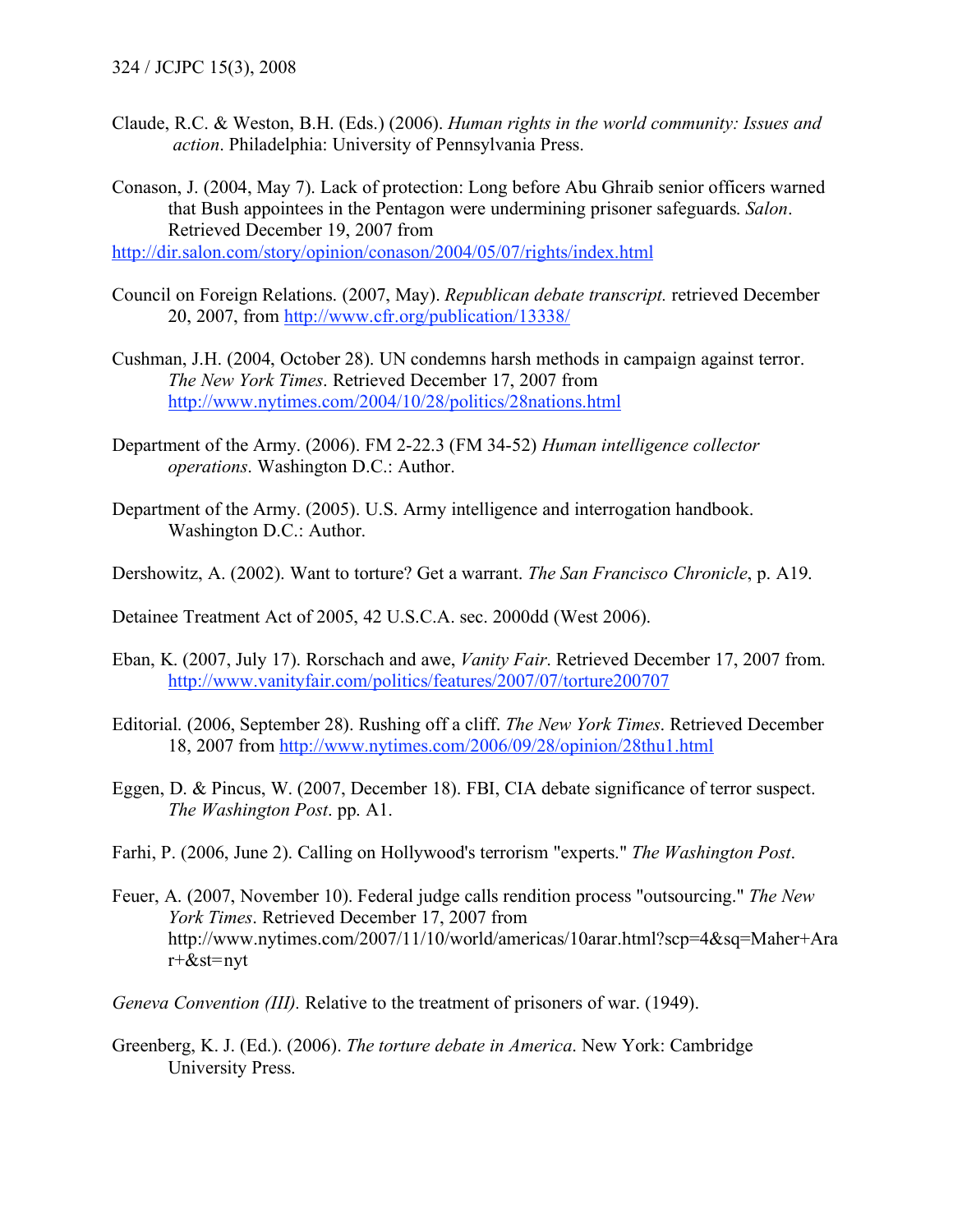Claude, R.C. & Weston, B.H. (Eds.) (2006). *Human rights in the world community: Issues and action*. Philadelphia: University of Pennsylvania Press.

Conason, J. (2004, May 7). Lack of protection: Long before Abu Ghraib senior officers warned that Bush appointees in the Pentagon were undermining prisoner safeguards. *Salon*. Retrieved December 19, 2007 from http://dir.salon.com/story/opinion/conason/2004/05/07/rights/index.html

Council on Foreign Relations. (2007, May). *Republican debate transcript.* retrieved December 20, 2007, from http://www.cfr.org/publication/13338/

Cushman, J.H. (2004, October 28). UN condemns harsh methods in campaign against terror. *The New York Times*. Retrieved December 17, 2007 from http://www.nytimes.com/2004/10/28/politics/28nations.html

Department of the Army. (2006). FM 2-22.3 (FM 34-52) *Human intelligence collector operations*. Washington D.C.: Author.

Department of the Army. (2005). U.S. Army intelligence and interrogation handbook. Washington D.C.: Author.

Dershowitz, A. (2002). Want to torture? Get a warrant. *The San Francisco Chronicle*, p. A19.

Detainee Treatment Act of 2005, 42 U.S.C.A. sec. 2000dd (West 2006).

Eban, K. (2007, July 17). Rorschach and awe, *Vanity Fair*. Retrieved December 17, 2007 from. http://www.vanityfair.com/politics/features/2007/07/torture200707

Editorial. (2006, September 28). Rushing off a cliff. *The New York Times*. Retrieved December 18, 2007 from http://www.nytimes.com/2006/09/28/opinion/28thu1.html

Eggen, D. & Pincus, W. (2007, December 18). FBI, CIA debate significance of terror suspect. *The Washington Post*. pp. A1.

Farhi, P. (2006, June 2). Calling on Hollywood's terrorism "experts." *The Washington Post*.

Feuer, A. (2007, November 10). Federal judge calls rendition process "outsourcing." *The New York Times*. Retrieved December 17, 2007 from http://www.nytimes.com/2007/11/10/world/americas/10arar.html?scp=4&sq=Maher+Arar+&st=nyt

*Geneva Convention (III).* Relative to the treatment of prisoners of war. (1949).

Greenberg, K. J. (Ed.). (2006). *The torture debate in America*. New York: Cambridge University Press.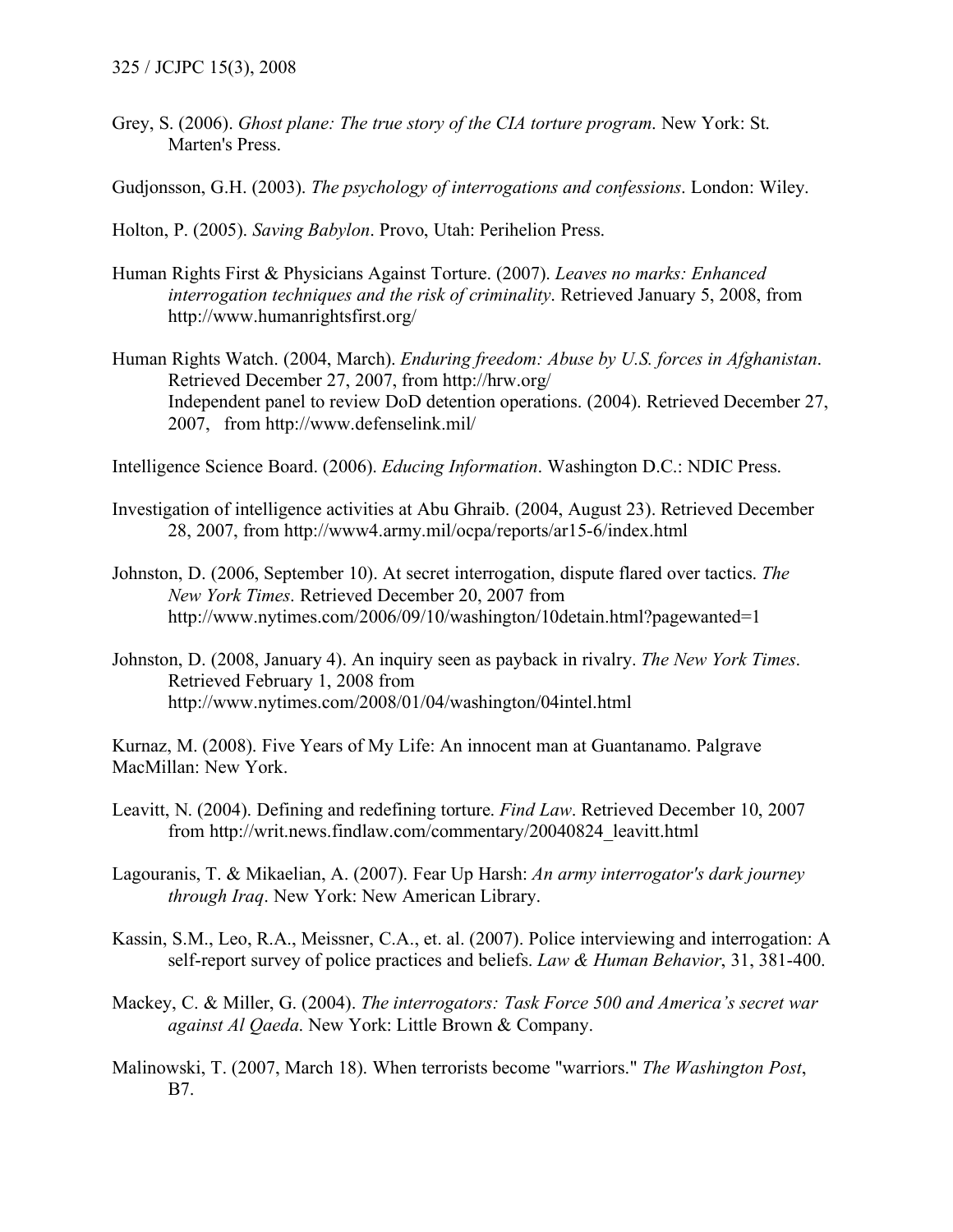Grey, S. (2006). *Ghost plane: The true story of the CIA torture program*. New York: St. Marten's Press.

Gudjonsson, G.H. (2003). *The psychology of interrogations and confessions*. London: Wiley.

Holton, P. (2005). *Saving Babylon*. Provo, Utah: Perihelion Press.

Human Rights First & Physicians Against Torture. (2007). *Leaves no marks: Enhanced interrogation techniques and the risk of criminality*. Retrieved January 5, 2008, from http://www.humanrightsfirst.org/

Human Rights Watch. (2004, March). *Enduring freedom: Abuse by U.S. forces in Afghanistan*. Retrieved December 27, 2007, from http://hrw.org/
Independent panel to review DoD detention operations. (2004). Retrieved December 27, 2007, from http://www.defenselink.mil/

Intelligence Science Board. (2006). *Educing Information*. Washington D.C.: NDIC Press.

Investigation of intelligence activities at Abu Ghraib. (2004, August 23). Retrieved December 28, 2007, from http://www4.army.mil/ocpa/reports/ar15-6/index.html

Johnston, D. (2006, September 10). At secret interrogation, dispute flared over tactics. *The New York Times*. Retrieved December 20, 2007 from http://www.nytimes.com/2006/09/10/washington/10detain.html?pagewanted=1

Johnston, D. (2008, January 4). An inquiry seen as payback in rivalry. *The New York Times*. Retrieved February 1, 2008 from http://www.nytimes.com/2008/01/04/washington/04intel.html

Kurnaz, M. (2008). Five Years of My Life: An innocent man at Guantanamo. Palgrave MacMillan: New York.

Leavitt, N. (2004). Defining and redefining torture. *Find Law*. Retrieved December 10, 2007 from http://writ.news.findlaw.com/commentary/20040824_leavitt.html

Lagouranis, T. & Mikaelian, A. (2007). Fear Up Harsh: *An army interrogator's dark journey through Iraq*. New York: New American Library.

Kassin, S.M., Leo, R.A., Meissner, C.A., et. al. (2007). Police interviewing and interrogation: A self-report survey of police practices and beliefs. *Law & Human Behavior*, 31, 381-400.

Mackey, C. & Miller, G. (2004). *The interrogators: Task Force 500 and America's secret war against Al Qaeda*. New York: Little Brown & Company.

Malinowski, T. (2007, March 18). When terrorists become "warriors." *The Washington Post*, B7.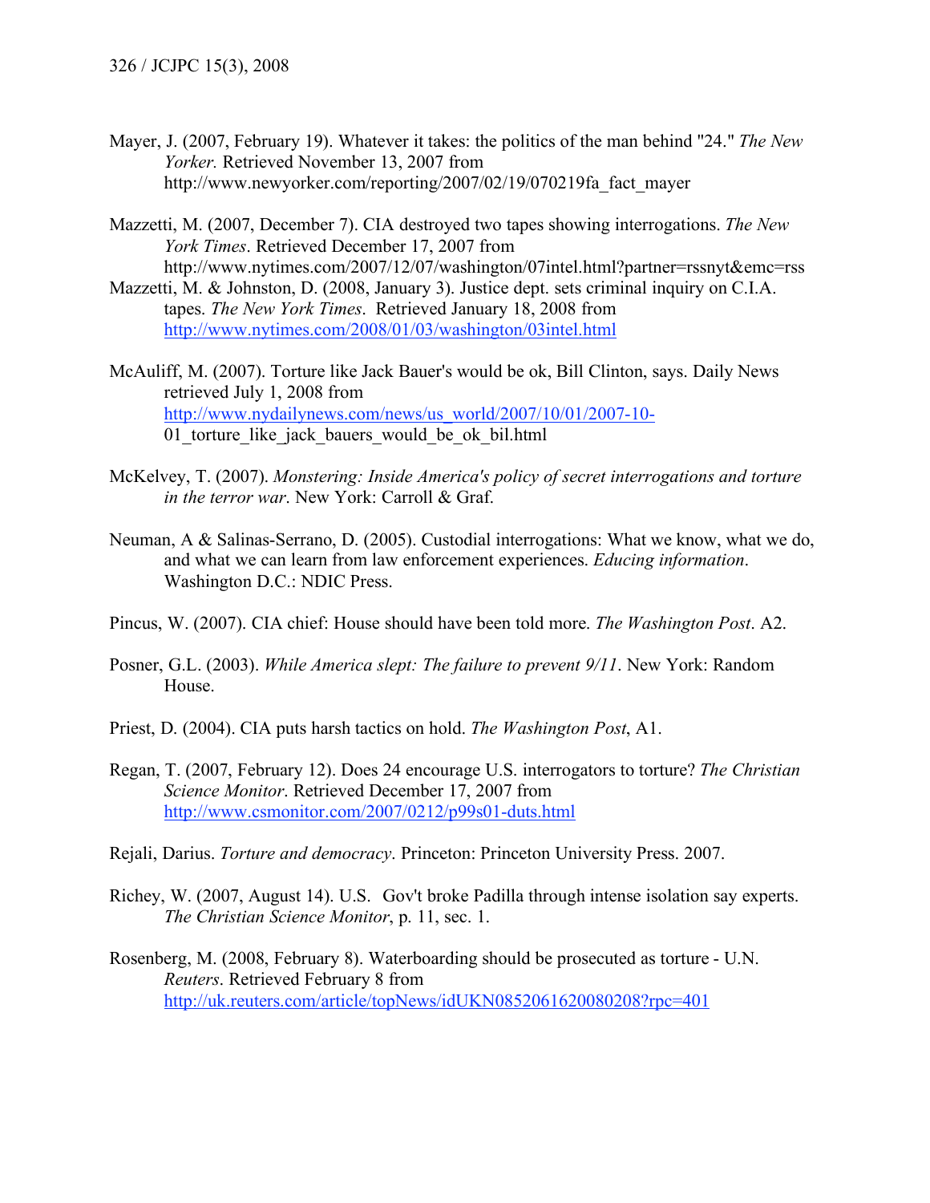Mayer, J. (2007, February 19). Whatever it takes: the politics of the man behind "24." *The New Yorker.* Retrieved November 13, 2007 from http://www.newyorker.com/reporting/2007/02/19/070219fa_fact_mayer

Mazzetti, M. (2007, December 7). CIA destroyed two tapes showing interrogations. *The New York Times*. Retrieved December 17, 2007 from http://www.nytimes.com/2007/12/07/washington/07intel.html?partner=rssnyt&emc=rss

Mazzetti, M. & Johnston, D. (2008, January 3). Justice dept. sets criminal inquiry on C.I.A. tapes. *The New York Times*. Retrieved January 18, 2008 from http://www.nytimes.com/2008/01/03/washington/03intel.html

McAuliff, M. (2007). Torture like Jack Bauer's would be ok, Bill Clinton, says. Daily News retrieved July 1, 2008 from http://www.nydailynews.com/news/us_world/2007/10/01/2007-10-01_torture_like_jack_bauers_would_be_ok_bil.html

McKelvey, T. (2007). *Monstering: Inside America's policy of secret interrogations and torture in the terror war*. New York: Carroll & Graf.

Neuman, A & Salinas-Serrano, D. (2005). Custodial interrogations: What we know, what we do, and what we can learn from law enforcement experiences. *Educing information*. Washington D.C.: NDIC Press.

Pincus, W. (2007). CIA chief: House should have been told more. *The Washington Post*. A2.

Posner, G.L. (2003). *While America slept: The failure to prevent 9/11*. New York: Random House.

Priest, D. (2004). CIA puts harsh tactics on hold. *The Washington Post*, A1.

Regan, T. (2007, February 12). Does 24 encourage U.S. interrogators to torture? *The Christian Science Monitor*. Retrieved December 17, 2007 from http://www.csmonitor.com/2007/0212/p99s01-duts.html

Rejali, Darius. *Torture and democracy*. Princeton: Princeton University Press. 2007.

Richey, W. (2007, August 14). U.S. Gov't broke Padilla through intense isolation say experts. *The Christian Science Monitor*, p. 11, sec. 1.

Rosenberg, M. (2008, February 8). Waterboarding should be prosecuted as torture - U.N. *Reuters*. Retrieved February 8 from http://uk.reuters.com/article/topNews/idUKN0852061620080208?rpc=401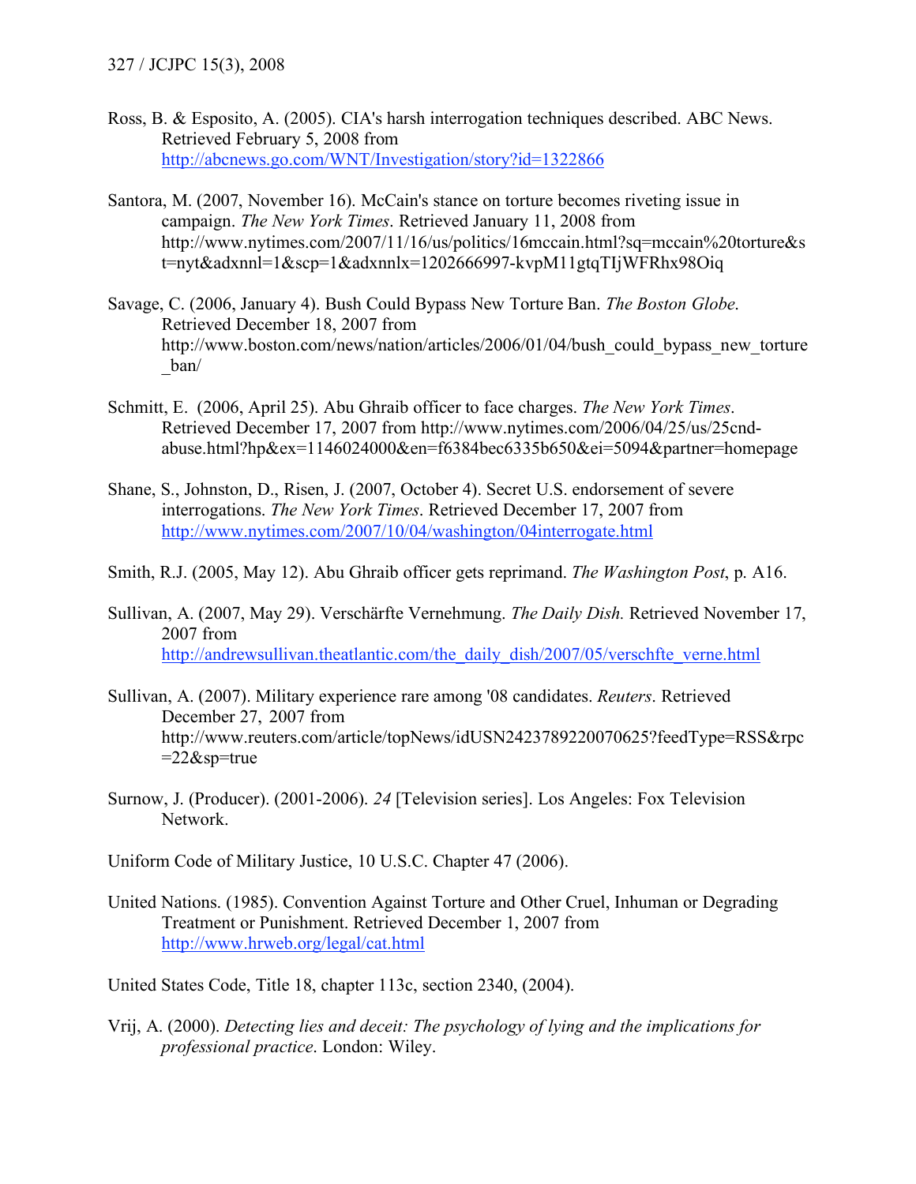Ross, B. & Esposito, A. (2005). CIA's harsh interrogation techniques described. ABC News. Retrieved February 5, 2008 from http://abcnews.go.com/WNT/Investigation/story?id=1322866

Santora, M. (2007, November 16). McCain's stance on torture becomes riveting issue in campaign. *The New York Times*. Retrieved January 11, 2008 from http://www.nytimes.com/2007/11/16/us/politics/16mccain.html?sq=mccain%20torture&st=nyt&adxnnl=1&scp=1&adxnnlx=1202666997-kvpM11gtqTIjWFRhx98Oiq

Savage, C. (2006, January 4). Bush Could Bypass New Torture Ban. *The Boston Globe*. Retrieved December 18, 2007 from http://www.boston.com/news/nation/articles/2006/01/04/bush_could_bypass_new_torture_ban/

Schmitt, E. (2006, April 25). Abu Ghraib officer to face charges. *The New York Times*. Retrieved December 17, 2007 from http://www.nytimes.com/2006/04/25/us/25cnd-abuse.html?hp&ex=1146024000&en=f6384bec6335b650&ei=5094&partner=homepage

Shane, S., Johnston, D., Risen, J. (2007, October 4). Secret U.S. endorsement of severe interrogations. *The New York Times*. Retrieved December 17, 2007 from http://www.nytimes.com/2007/10/04/washington/04interrogate.html

Smith, R.J. (2005, May 12). Abu Ghraib officer gets reprimand. *The Washington Post*, p. A16.

Sullivan, A. (2007, May 29). Verschärfte Vernehmung. *The Daily Dish.* Retrieved November 17, 2007 from http://andrewsullivan.theatlantic.com/the_daily_dish/2007/05/verschfte_verne.html

Sullivan, A. (2007). Military experience rare among '08 candidates. *Reuters*. Retrieved December 27, 2007 from http://www.reuters.com/article/topNews/idUSN2423789220070625?feedType=RSS&rpc=22&sp=true

Surnow, J. (Producer). (2001-2006). *24* [Television series]. Los Angeles: Fox Television Network.

Uniform Code of Military Justice, 10 U.S.C. Chapter 47 (2006).

United Nations. (1985). Convention Against Torture and Other Cruel, Inhuman or Degrading Treatment or Punishment. Retrieved December 1, 2007 from http://www.hrweb.org/legal/cat.html

United States Code, Title 18, chapter 113c, section 2340, (2004).

Vrij, A. (2000). *Detecting lies and deceit: The psychology of lying and the implications for professional practice*. London: Wiley.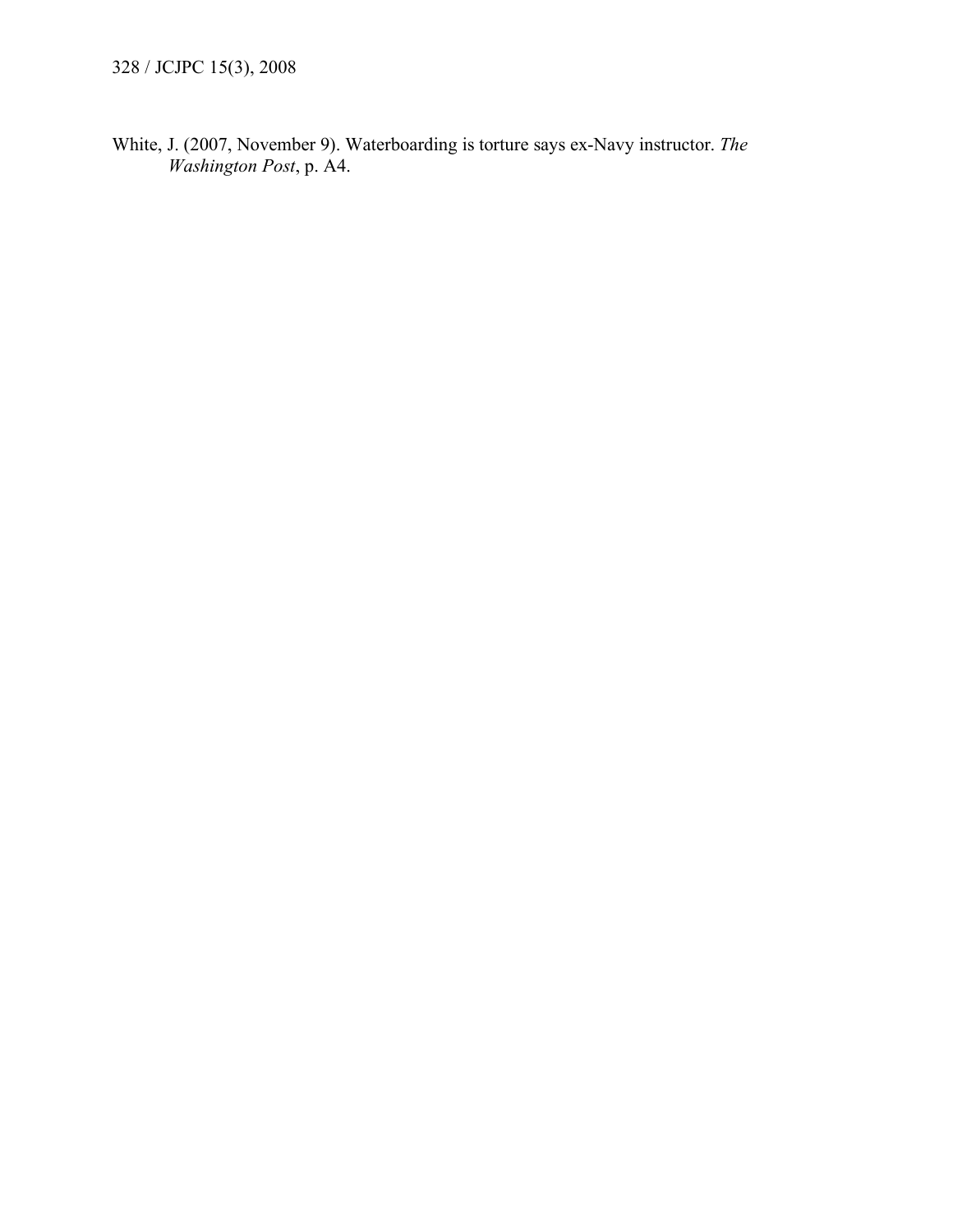White, J. (2007, November 9). Waterboarding is torture says ex-Navy instructor. *The Washington Post*, p. A4.